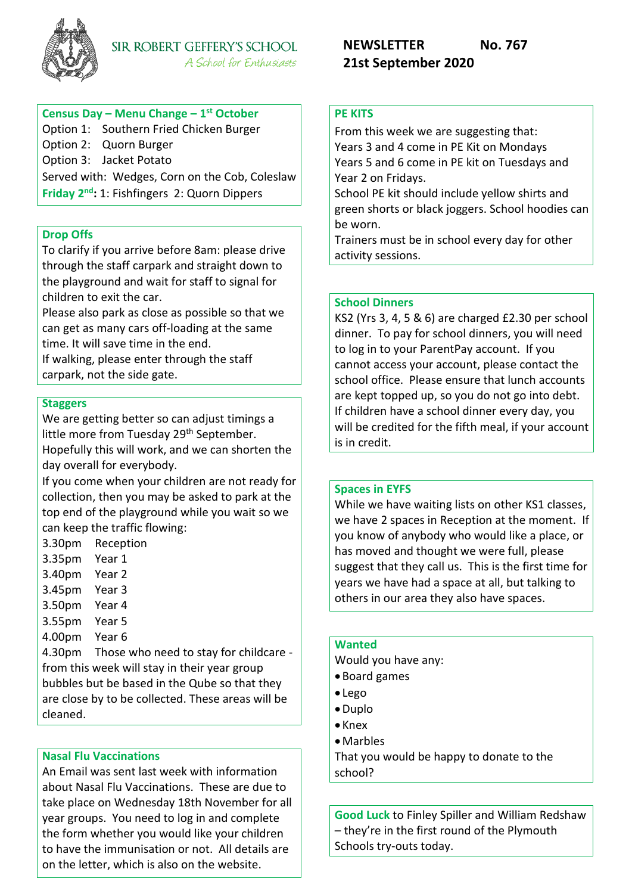SIR ROBERT GEFFERY'S SCHOOL

*A School for Enthusiasts*

# NEWSLETTER No. 767

## 21st September 2020

### Census Day – Menu Change – 1st October

Option 1: Southern Fried Chicken Burger
Option 2: Quorn Burger
Option 3: Jacket Potato
Served with: Wedges, Corn on the Cob, Coleslaw
**Friday 2nd:** 1: Fishfingers 2: Quorn Dippers

### Drop Offs

To clarify if you arrive before 8am: please drive through the staff carpark and straight down to the playground and wait for staff to signal for children to exit the car.
Please also park as close as possible so that we can get as many cars off-loading at the same time. It will save time in the end.
If walking, please enter through the staff carpark, not the side gate.

### Staggers

We are getting better so can adjust timings a little more from Tuesday 29th September. Hopefully this will work, and we can shorten the day overall for everybody.
If you come when your children are not ready for collection, then you may be asked to park at the top end of the playground while you wait so we can keep the traffic flowing:

3.30pm Reception
3.35pm Year 1
3.40pm Year 2
3.45pm Year 3
3.50pm Year 4
3.55pm Year 5
4.00pm Year 6
4.30pm Those who need to stay for childcare - from this week will stay in their year group bubbles but be based in the Qube so that they are close by to be collected. These areas will be cleaned.

### Nasal Flu Vaccinations

An Email was sent last week with information about Nasal Flu Vaccinations. These are due to take place on Wednesday 18th November for all year groups. You need to log in and complete the form whether you would like your children to have the immunisation or not. All details are on the letter, which is also on the website.

### PE KITS

From this week we are suggesting that:
Years 3 and 4 come in PE Kit on Mondays
Years 5 and 6 come in PE kit on Tuesdays and Year 2 on Fridays.
School PE kit should include yellow shirts and green shorts or black joggers. School hoodies can be worn.
Trainers must be in school every day for other activity sessions.

### School Dinners

KS2 (Yrs 3, 4, 5 & 6) are charged £2.30 per school dinner. To pay for school dinners, you will need to log in to your ParentPay account. If you cannot access your account, please contact the school office. Please ensure that lunch accounts are kept topped up, so you do not go into debt. If children have a school dinner every day, you will be credited for the fifth meal, if your account is in credit.

### Spaces in EYFS

While we have waiting lists on other KS1 classes, we have 2 spaces in Reception at the moment. If you know of anybody who would like a place, or has moved and thought we were full, please suggest that they call us. This is the first time for years we have had a space at all, but talking to others in our area they also have spaces.

### Wanted

Would you have any:

- Board games
- Lego
- Duplo
- Knex
- Marbles

That you would be happy to donate to the school?

**Good Luck** to Finley Spiller and William Redshaw – they're in the first round of the Plymouth Schools try-outs today.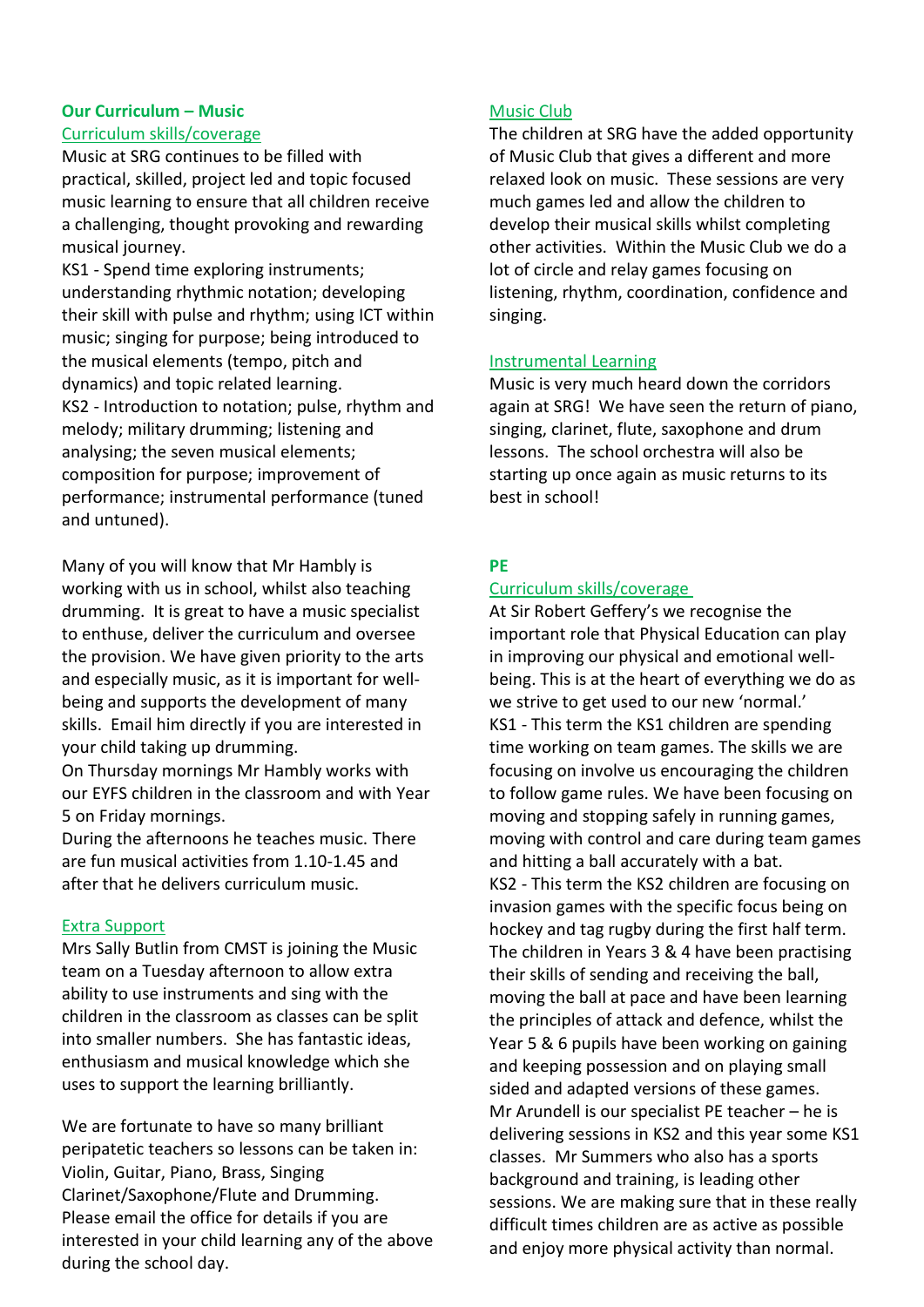## Our Curriculum – Music

### Curriculum skills/coverage

Music at SRG continues to be filled with practical, skilled, project led and topic focused music learning to ensure that all children receive a challenging, thought provoking and rewarding musical journey.

KS1 - Spend time exploring instruments; understanding rhythmic notation; developing their skill with pulse and rhythm; using ICT within music; singing for purpose; being introduced to the musical elements (tempo, pitch and dynamics) and topic related learning.

KS2 - Introduction to notation; pulse, rhythm and melody; military drumming; listening and analysing; the seven musical elements; composition for purpose; improvement of performance; instrumental performance (tuned and untuned).

Many of you will know that Mr Hambly is working with us in school, whilst also teaching drumming. It is great to have a music specialist to enthuse, deliver the curriculum and oversee the provision. We have given priority to the arts and especially music, as it is important for well-being and supports the development of many skills. Email him directly if you are interested in your child taking up drumming.

On Thursday mornings Mr Hambly works with our EYFS children in the classroom and with Year 5 on Friday mornings.

During the afternoons he teaches music. There are fun musical activities from 1.10-1.45 and after that he delivers curriculum music.

### Extra Support

Mrs Sally Butlin from CMST is joining the Music team on a Tuesday afternoon to allow extra ability to use instruments and sing with the children in the classroom as classes can be split into smaller numbers. She has fantastic ideas, enthusiasm and musical knowledge which she uses to support the learning brilliantly.

We are fortunate to have so many brilliant peripatetic teachers so lessons can be taken in: Violin, Guitar, Piano, Brass, Singing Clarinet/Saxophone/Flute and Drumming. Please email the office for details if you are interested in your child learning any of the above during the school day.

### Music Club

The children at SRG have the added opportunity of Music Club that gives a different and more relaxed look on music. These sessions are very much games led and allow the children to develop their musical skills whilst completing other activities. Within the Music Club we do a lot of circle and relay games focusing on listening, rhythm, coordination, confidence and singing.

### Instrumental Learning

Music is very much heard down the corridors again at SRG! We have seen the return of piano, singing, clarinet, flute, saxophone and drum lessons. The school orchestra will also be starting up once again as music returns to its best in school!

## PE

### Curriculum skills/coverage

At Sir Robert Geffery's we recognise the important role that Physical Education can play in improving our physical and emotional well-being. This is at the heart of everything we do as we strive to get used to our new 'normal.'

KS1 - This term the KS1 children are spending time working on team games. The skills we are focusing on involve us encouraging the children to follow game rules. We have been focusing on moving and stopping safely in running games, moving with control and care during team games and hitting a ball accurately with a bat.

KS2 - This term the KS2 children are focusing on invasion games with the specific focus being on hockey and tag rugby during the first half term. The children in Years 3 & 4 have been practising their skills of sending and receiving the ball, moving the ball at pace and have been learning the principles of attack and defence, whilst the Year 5 & 6 pupils have been working on gaining and keeping possession and on playing small sided and adapted versions of these games.

Mr Arundell is our specialist PE teacher – he is delivering sessions in KS2 and this year some KS1 classes. Mr Summers who also has a sports background and training, is leading other sessions. We are making sure that in these really difficult times children are as active as possible and enjoy more physical activity than normal.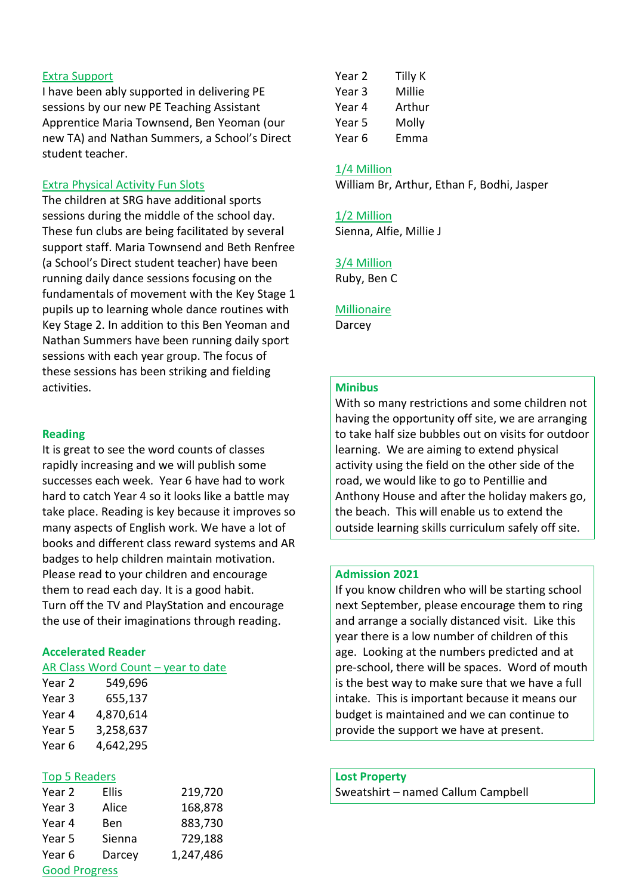Extra Support

I have been ably supported in delivering PE sessions by our new PE Teaching Assistant Apprentice Maria Townsend, Ben Yeoman (our new TA) and Nathan Summers, a School's Direct student teacher.

Extra Physical Activity Fun Slots

The children at SRG have additional sports sessions during the middle of the school day. These fun clubs are being facilitated by several support staff. Maria Townsend and Beth Renfree (a School's Direct student teacher) have been running daily dance sessions focusing on the fundamentals of movement with the Key Stage 1 pupils up to learning whole dance routines with Key Stage 2. In addition to this Ben Yeoman and Nathan Summers have been running daily sport sessions with each year group. The focus of these sessions has been striking and fielding activities.

**Reading**

It is great to see the word counts of classes rapidly increasing and we will publish some successes each week. Year 6 have had to work hard to catch Year 4 so it looks like a battle may take place. Reading is key because it improves so many aspects of English work. We have a lot of books and different class reward systems and AR badges to help children maintain motivation. Please read to your children and encourage them to read each day. It is a good habit. Turn off the TV and PlayStation and encourage the use of their imaginations through reading.

**Accelerated Reader**

AR Class Word Count – year to date

| | |
|---|---|
| Year 2 | 549,696 |
| Year 3 | 655,137 |
| Year 4 | 4,870,614 |
| Year 5 | 3,258,637 |
| Year 6 | 4,642,295 |

Top 5 Readers

| | | |
|---|---|---|
| Year 2 | Ellis | 219,720 |
| Year 3 | Alice | 168,878 |
| Year 4 | Ben | 883,730 |
| Year 5 | Sienna | 729,188 |
| Year 6 | Darcey | 1,247,486 |

Good Progress

| | |
|---|---|
| Year 2 | Tilly K |
| Year 3 | Millie |
| Year 4 | Arthur |
| Year 5 | Molly |
| Year 6 | Emma |

1/4 Million

William Br, Arthur, Ethan F, Bodhi, Jasper

1/2 Million

Sienna, Alfie, Millie J

3/4 Million

Ruby, Ben C

Millionaire

Darcey

**Minibus**

With so many restrictions and some children not having the opportunity off site, we are arranging to take half size bubbles out on visits for outdoor learning. We are aiming to extend physical activity using the field on the other side of the road, we would like to go to Pentillie and Anthony House and after the holiday makers go, the beach. This will enable us to extend the outside learning skills curriculum safely off site.

**Admission 2021**

If you know children who will be starting school next September, please encourage them to ring and arrange a socially distanced visit. Like this year there is a low number of children of this age. Looking at the numbers predicted and at pre-school, there will be spaces. Word of mouth is the best way to make sure that we have a full intake. This is important because it means our budget is maintained and we can continue to provide the support we have at present.

**Lost Property**

Sweatshirt – named Callum Campbell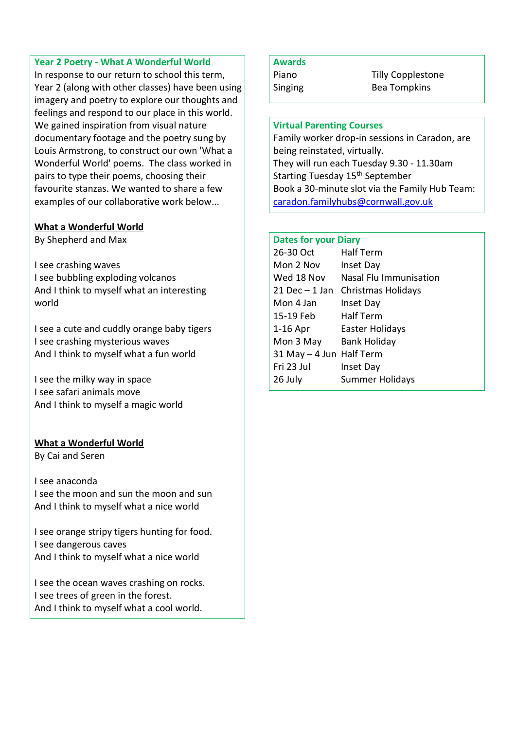## Year 2 Poetry - What A Wonderful World

In response to our return to school this term, Year 2 (along with other classes) have been using imagery and poetry to explore our thoughts and feelings and respond to our place in this world. We gained inspiration from visual nature documentary footage and the poetry sung by Louis Armstrong, to construct our own 'What a Wonderful World' poems. The class worked in pairs to type their poems, choosing their favourite stanzas. We wanted to share a few examples of our collaborative work below...

### What a Wonderful World

By Shepherd and Max

I see crashing waves  
I see bubbling exploding volcanos  
And I think to myself what an interesting world

I see a cute and cuddly orange baby tigers  
I see crashing mysterious waves  
And I think to myself what a fun world

I see the milky way in space  
I see safari animals move  
And I think to myself a magic world

### What a Wonderful World

By Cai and Seren

I see anaconda  
I see the moon and sun the moon and sun  
And I think to myself what a nice world

I see orange stripy tigers hunting for food.  
I see dangerous caves  
And I think to myself what a nice world

I see the ocean waves crashing on rocks.  
I see trees of green in the forest.  
And I think to myself what a cool world.

## Awards

| | |
|---|---|
| Piano | Tilly Copplestone |
| Singing | Bea Tompkins |

## Virtual Parenting Courses

Family worker drop-in sessions in Caradon, are being reinstated, virtually.  
They will run each Tuesday 9.30 - 11.30am  
Starting Tuesday 15th September  
Book a 30-minute slot via the Family Hub Team: caradon.familyhubs@cornwall.gov.uk

## Dates for your Diary

| | |
|---|---|
| 26-30 Oct | Half Term |
| Mon 2 Nov | Inset Day |
| Wed 18 Nov | Nasal Flu Immunisation |
| 21 Dec – 1 Jan | Christmas Holidays |
| Mon 4 Jan | Inset Day |
| 15-19 Feb | Half Term |
| 1-16 Apr | Easter Holidays |
| Mon 3 May | Bank Holiday |
| 31 May – 4 Jun | Half Term |
| Fri 23 Jul | Inset Day |
| 26 July | Summer Holidays |